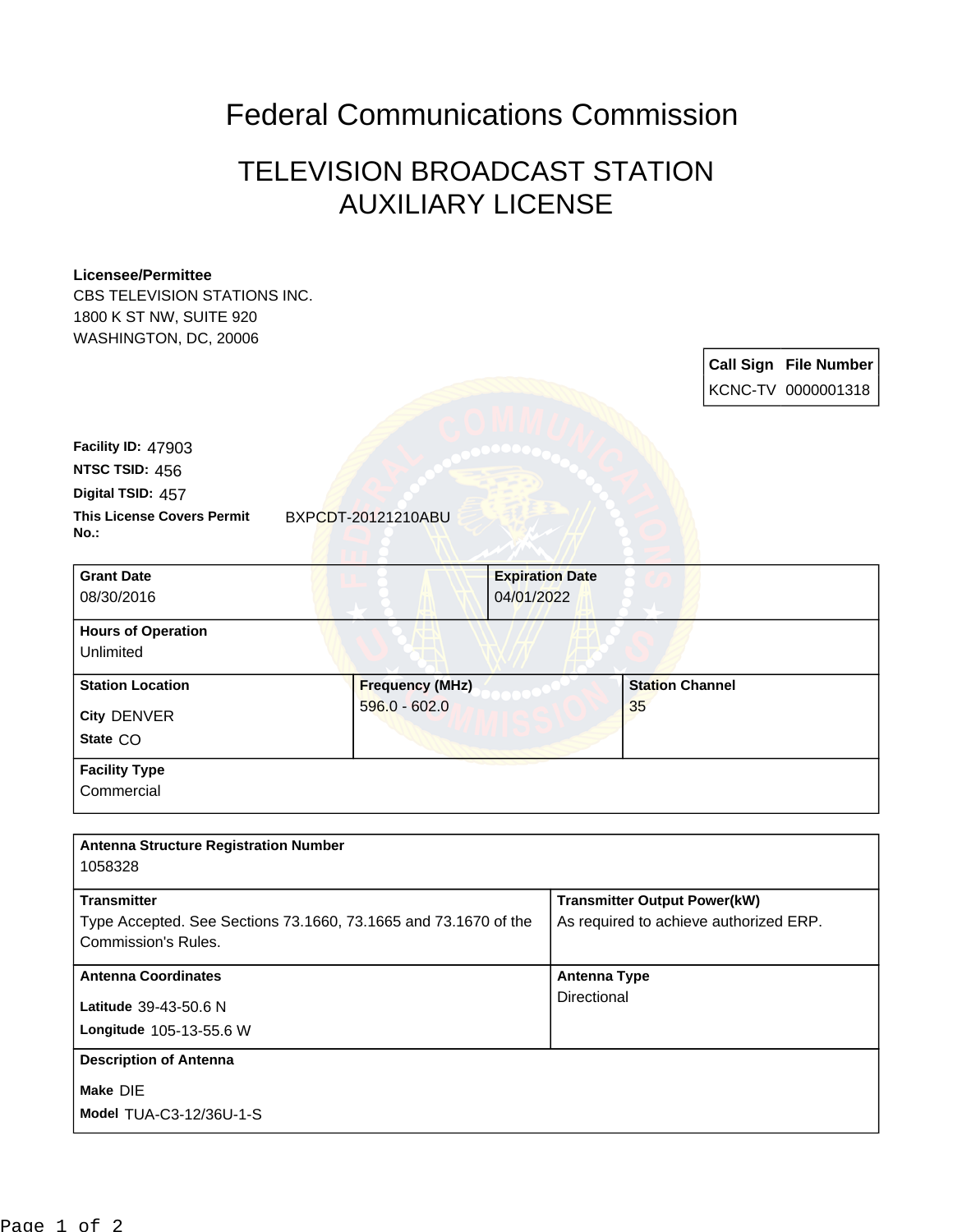# Federal Communications Commission

## TELEVISION BROADCAST STATION AUXILIARY LICENSE

**Licensee/Permittee**
CBS TELEVISION STATIONS INC.
1800 K ST NW, SUITE 920
WASHINGTON, DC, 20006

| Call Sign | File Number |
| --- | --- |
| KCNC-TV | 0000001318 |

**Facility ID:** 47903
**NTSC TSID:** 456
**Digital TSID:** 457
**This License Covers Permit No.:** BXPCDT-20121210ABU

| Grant Date | Expiration Date |
| --- | --- |
| 08/30/2016 | 04/01/2022 |

**Hours of Operation**
Unlimited

| Station Location | Frequency (MHz) | Station Channel |
| --- | --- | --- |
| City DENVER<br>State CO | 596.0 - 602.0 | 35 |

**Facility Type**
Commercial

**Antenna Structure Registration Number**
1058328

| Transmitter | Transmitter Output Power(kW) |
| --- | --- |
| Type Accepted. See Sections 73.1660, 73.1665 and 73.1670 of the Commission's Rules. | As required to achieve authorized ERP. |

| Antenna Coordinates | Antenna Type |
| --- | --- |
| Latitude 39-43-50.6 N<br>Longitude 105-13-55.6 W | Directional |

**Description of Antenna**
Make DIE
Model TUA-C3-12/36U-1-S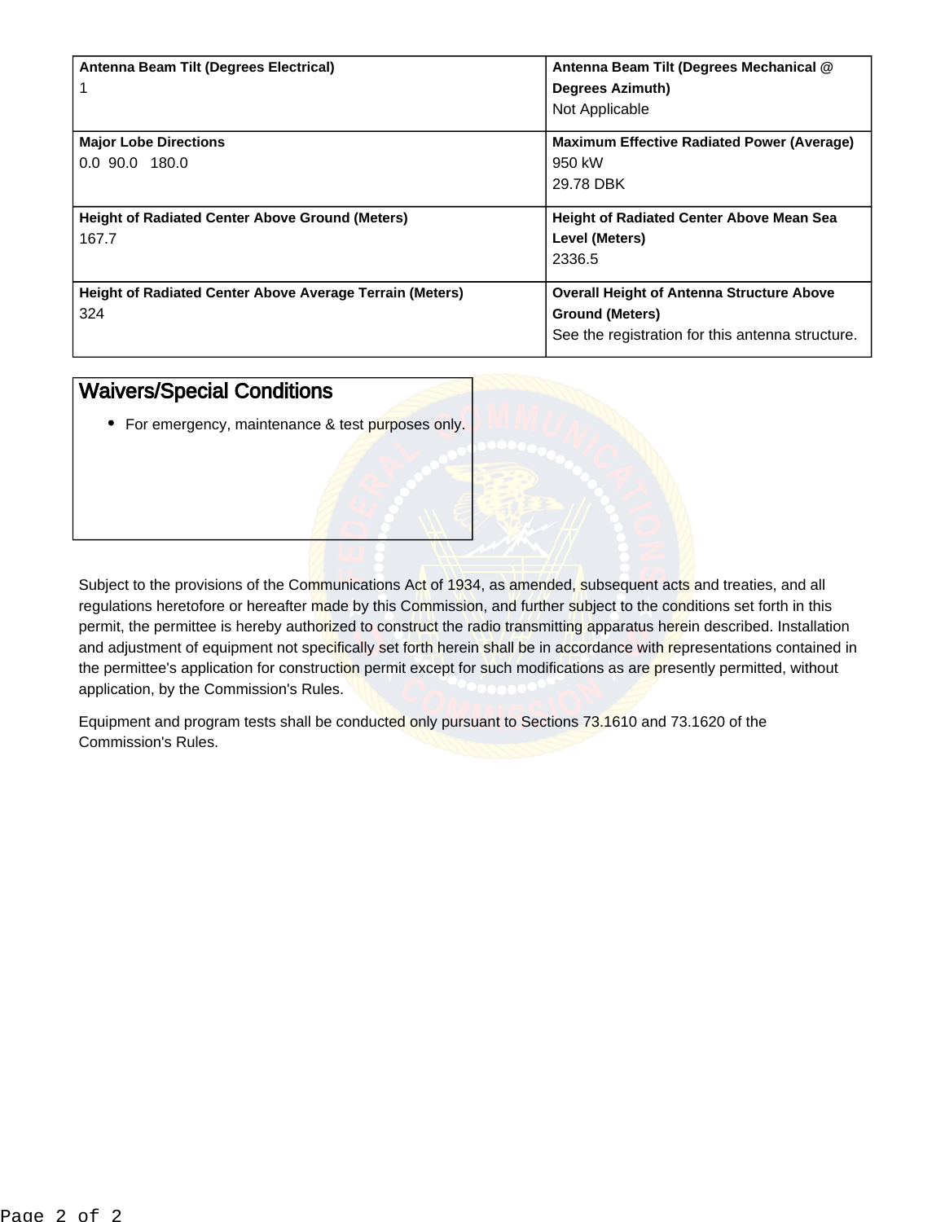| | |
|---|---|
| **Antenna Beam Tilt (Degrees Electrical)**<br>1 | **Antenna Beam Tilt (Degrees Mechanical @ Degrees Azimuth)**<br>Not Applicable |
| **Major Lobe Directions**<br>0.0 90.0 180.0 | **Maximum Effective Radiated Power (Average)**<br>950 kW<br>29.78 DBK |
| **Height of Radiated Center Above Ground (Meters)**<br>167.7 | **Height of Radiated Center Above Mean Sea Level (Meters)**<br>2336.5 |
| **Height of Radiated Center Above Average Terrain (Meters)**<br>324 | **Overall Height of Antenna Structure Above Ground (Meters)**<br>See the registration for this antenna structure. |

## Waivers/Special Conditions

- For emergency, maintenance & test purposes only.

Subject to the provisions of the Communications Act of 1934, as amended, subsequent acts and treaties, and all regulations heretofore or hereafter made by this Commission, and further subject to the conditions set forth in this permit, the permittee is hereby authorized to construct the radio transmitting apparatus herein described. Installation and adjustment of equipment not specifically set forth herein shall be in accordance with representations contained in the permittee's application for construction permit except for such modifications as are presently permitted, without application, by the Commission's Rules.

Equipment and program tests shall be conducted only pursuant to Sections 73.1610 and 73.1620 of the Commission's Rules.